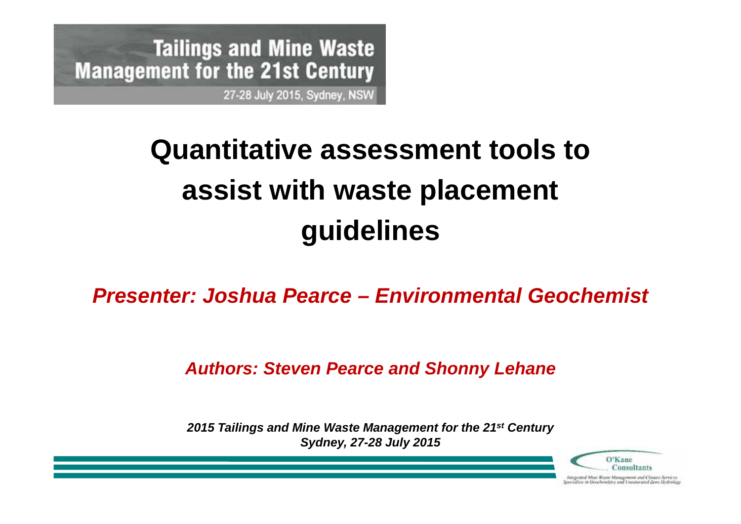Tailings and Mine Waste Management for the 21st Century

27-28 July 2015, Sydney, NSW

# Quantitative assessment tools to assist with waste placement guidelines

***Presenter: Joshua Pearce – Environmental Geochemist***

***Authors: Steven Pearce and Shonny Lehane***

***2015 Tailings and Mine Waste Management for the 21st Century***
***Sydney, 27-28 July 2015***

O'Kane Consultants

Integrated Mine Waste Management and Closure Services
Specialists in Geochemistry and Unsaturated Zone Hydrology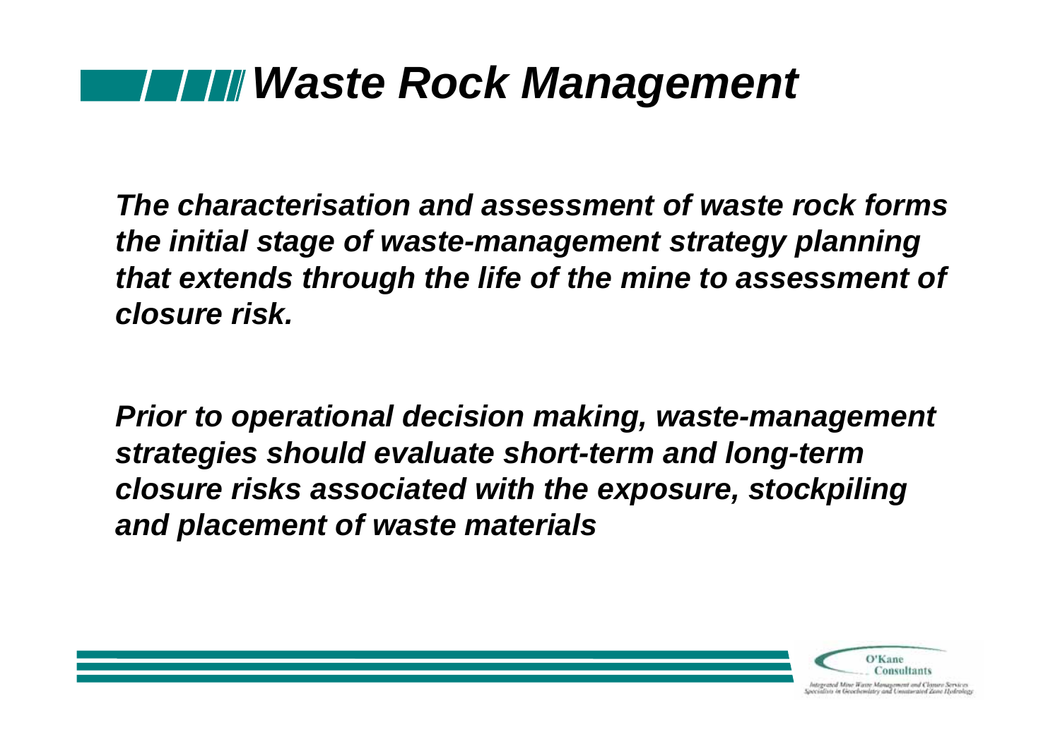# *Waste Rock Management*

***The characterisation and assessment of waste rock forms the initial stage of waste-management strategy planning that extends through the life of the mine to assessment of closure risk.***

***Prior to operational decision making, waste-management strategies should evaluate short-term and long-term closure risks associated with the exposure, stockpiling and placement of waste materials***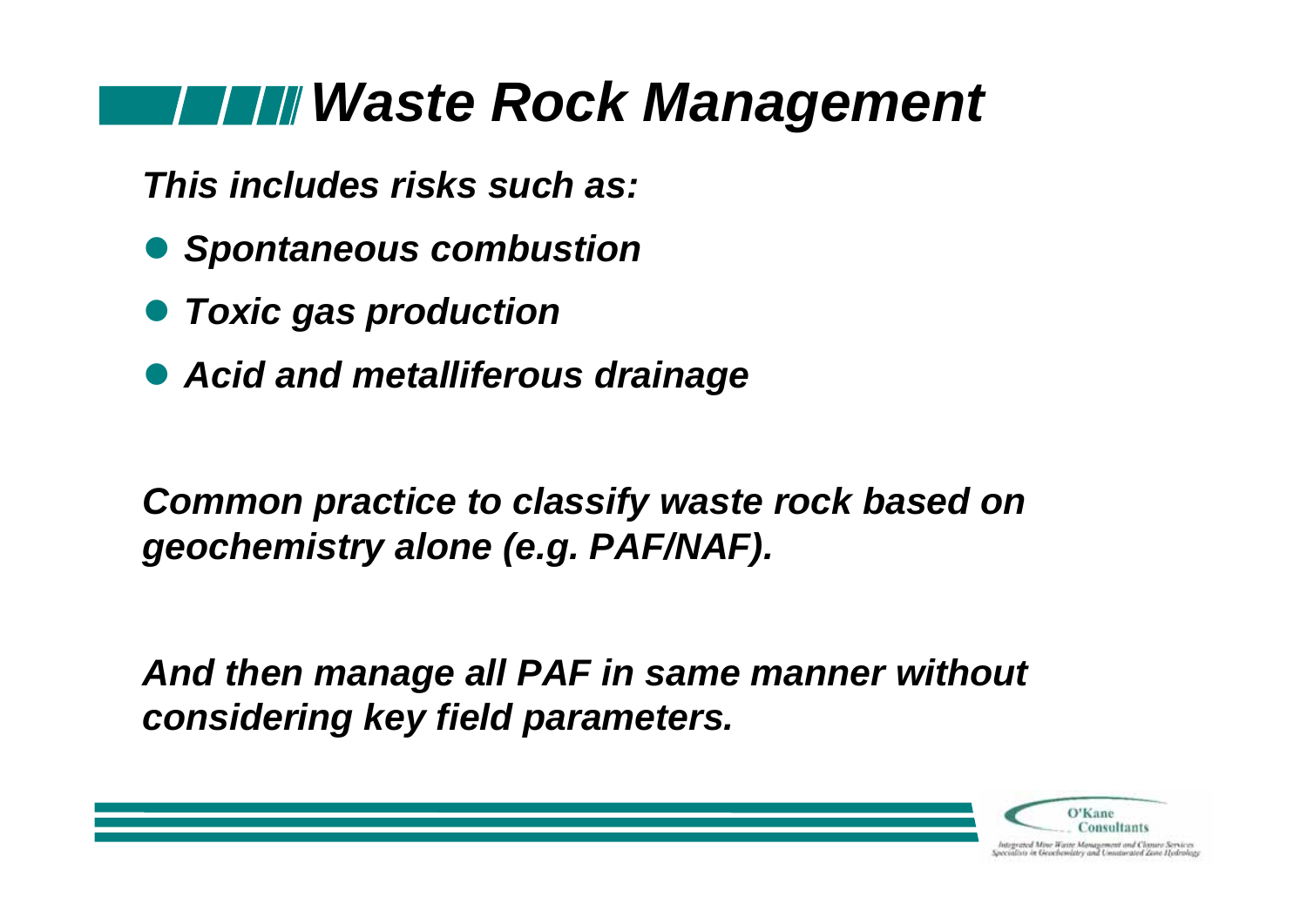# *Waste Rock Management*

***This includes risks such as:***

- ***Spontaneous combustion***
- ***Toxic gas production***
- ***Acid and metalliferous drainage***

***Common practice to classify waste rock based on geochemistry alone (e.g. PAF/NAF).***

***And then manage all PAF in same manner without considering key field parameters.***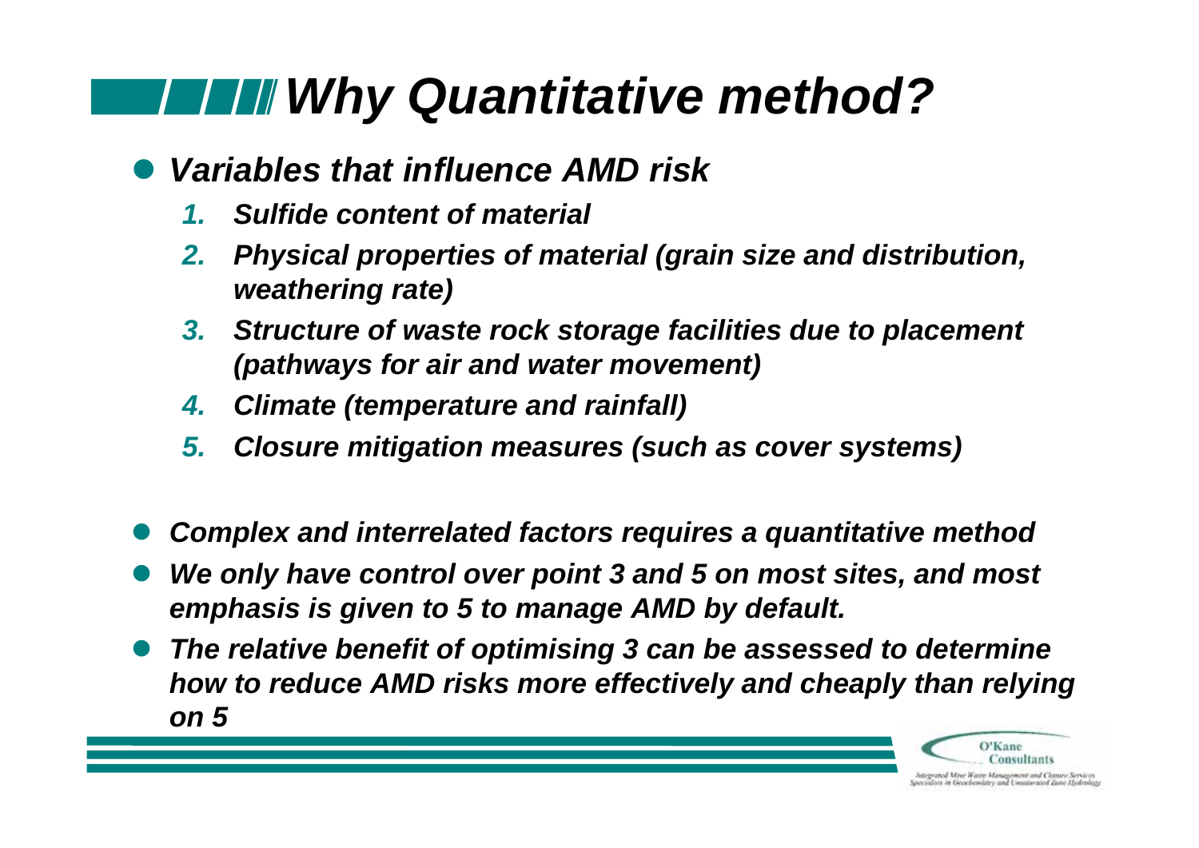# *Why Quantitative method?*

- ***Variables that influence AMD risk***
  1. ***Sulfide content of material***
  2. ***Physical properties of material (grain size and distribution, weathering rate)***
  3. ***Structure of waste rock storage facilities due to placement (pathways for air and water movement)***
  4. ***Climate (temperature and rainfall)***
  5. ***Closure mitigation measures (such as cover systems)***

- ***Complex and interrelated factors requires a quantitative method***
- ***We only have control over point 3 and 5 on most sites, and most emphasis is given to 5 to manage AMD by default.***
- ***The relative benefit of optimising 3 can be assessed to determine how to reduce AMD risks more effectively and cheaply than relying on 5***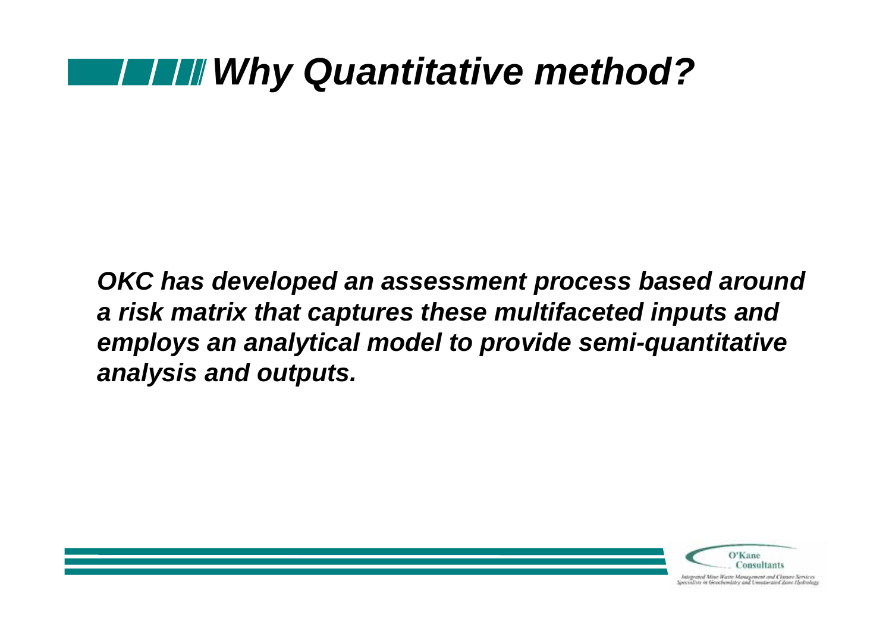# *Why Quantitative method?*

***OKC has developed an assessment process based around a risk matrix that captures these multifaceted inputs and employs an analytical model to provide semi-quantitative analysis and outputs.***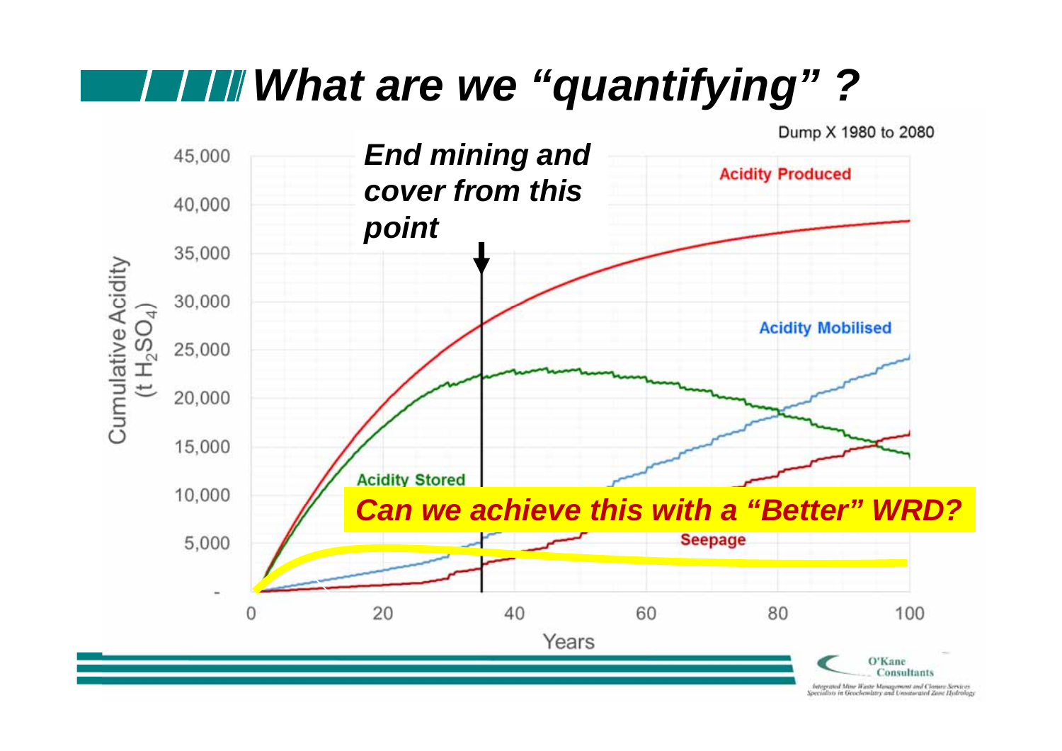# What are we "quantifying" ?

Dump X 1980 to 2080

**End mining and cover from this point**

Acidity Produced

Acidity Mobilised

Acidity Stored

Seepage

Cumulative Acidity (t $H_2SO_4$)

Years

**Can we achieve this with a "Better" WRD?**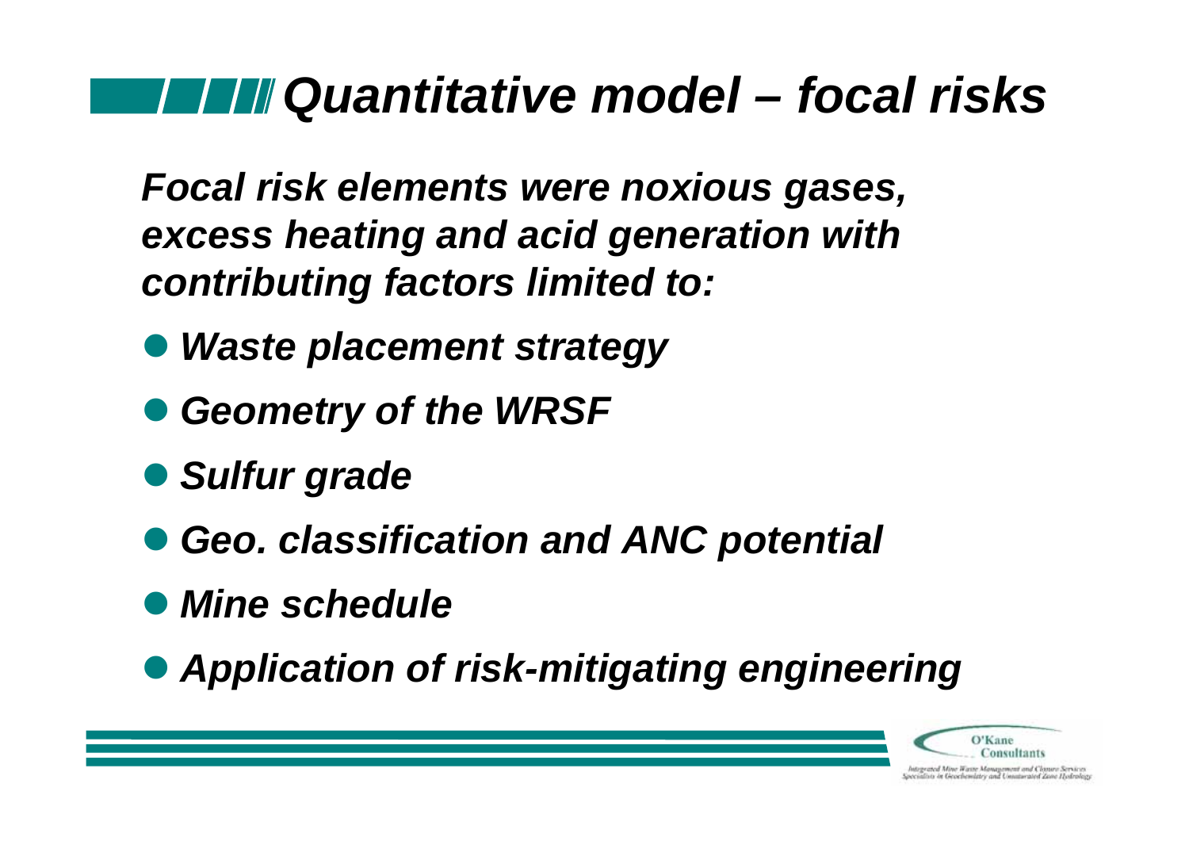# *Quantitative model – focal risks*

***Focal risk elements were noxious gases, excess heating and acid generation with contributing factors limited to:***

- ***Waste placement strategy***
- ***Geometry of the WRSF***
- ***Sulfur grade***
- ***Geo. classification and ANC potential***
- ***Mine schedule***
- ***Application of risk-mitigating engineering***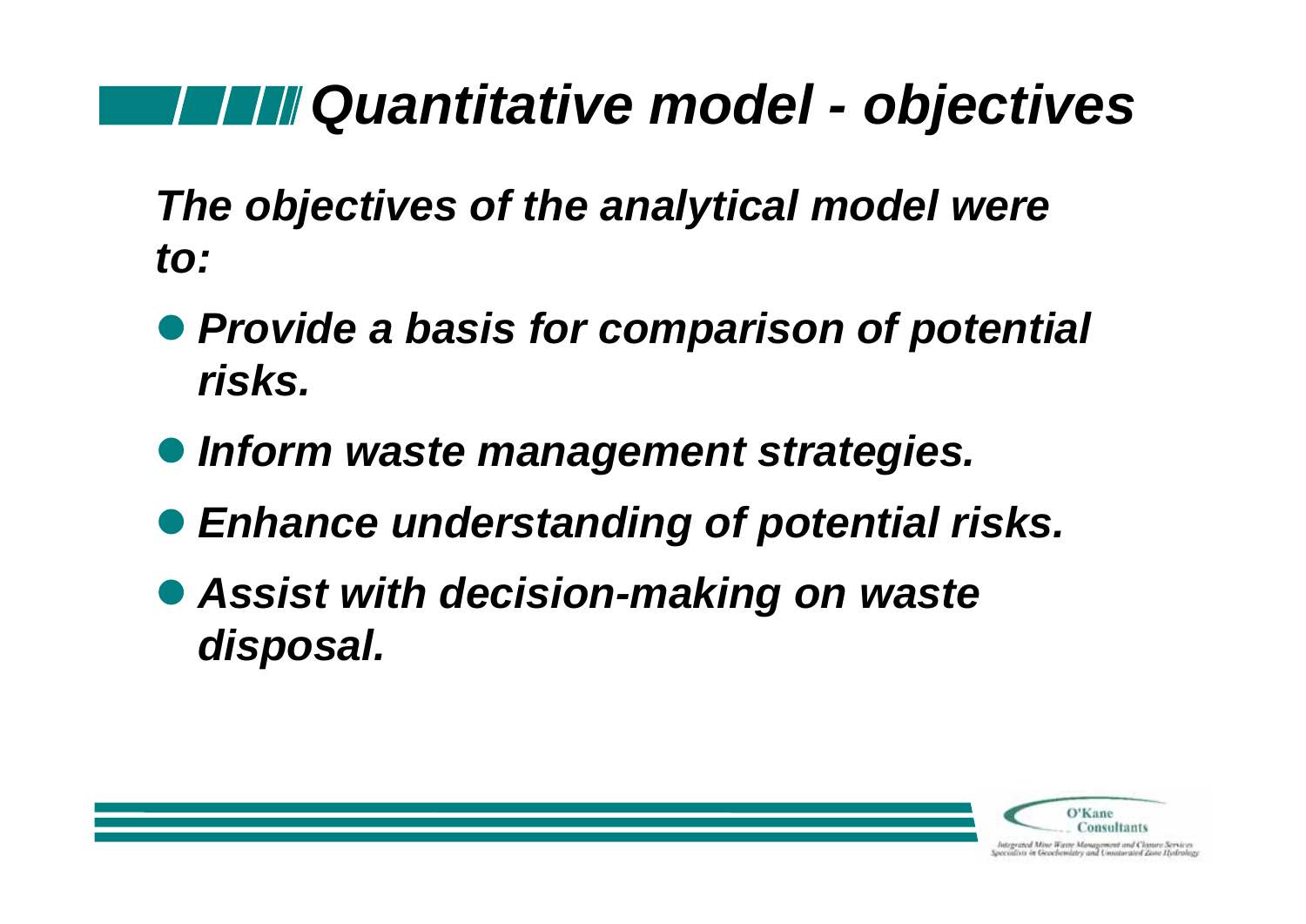# *Quantitative model - objectives*

***The objectives of the analytical model were to:***

- ***Provide a basis for comparison of potential risks.***
- ***Inform waste management strategies.***
- ***Enhance understanding of potential risks.***
- ***Assist with decision-making on waste disposal.***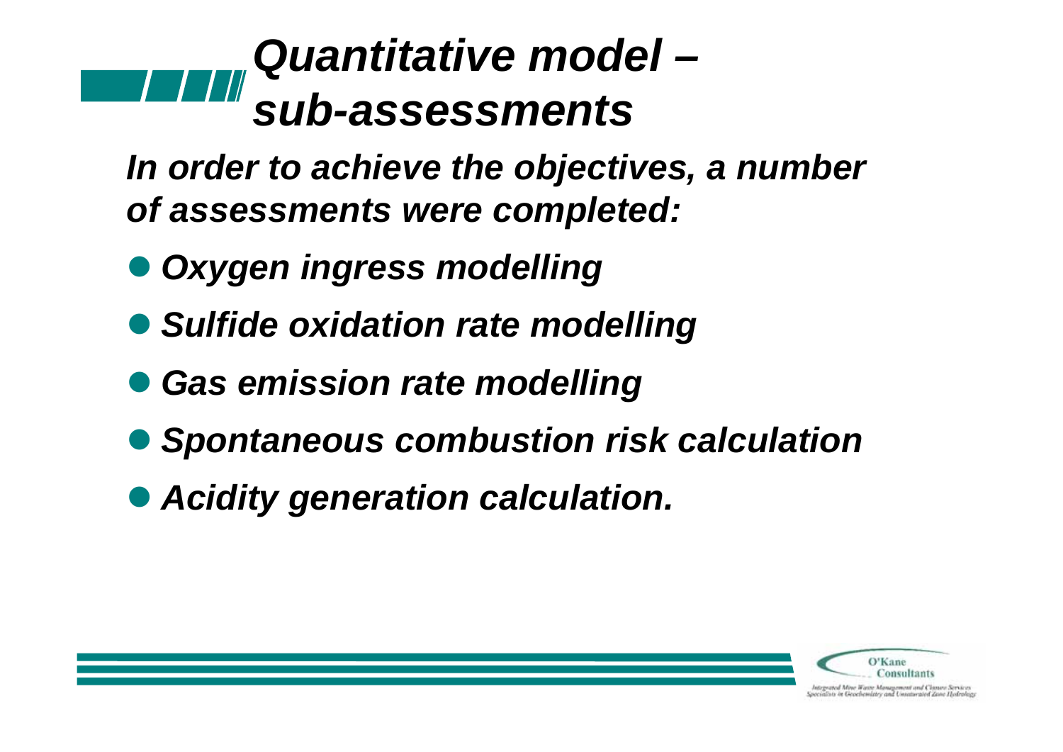# *Quantitative model – sub-assessments*

***In order to achieve the objectives, a number of assessments were completed:***

- ***Oxygen ingress modelling***
- ***Sulfide oxidation rate modelling***
- ***Gas emission rate modelling***
- ***Spontaneous combustion risk calculation***
- ***Acidity generation calculation.***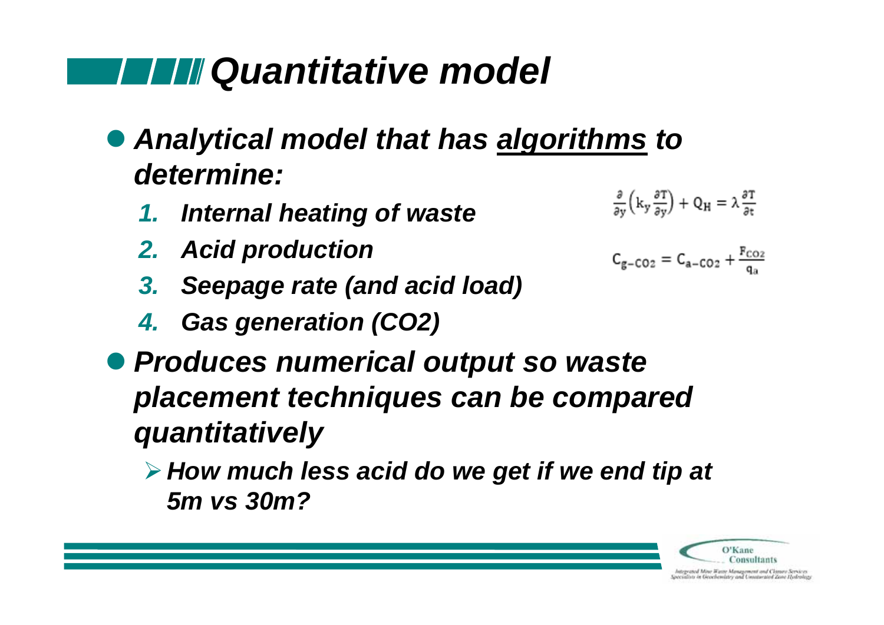# Quantitative model

- ***Analytical model that has <u>algorithms</u> to determine:***
  1. ***Internal heating of waste***
  2. ***Acid production***
  3. ***Seepage rate (and acid load)***
  4. ***Gas generation (CO2)***

$$\frac{\partial}{\partial y}\left(k_y \frac{\partial T}{\partial y}\right) + Q_H = \lambda \frac{\partial T}{\partial t}$$

$$C_{g-CO_2} = C_{a-CO_2} + \frac{F_{CO_2}}{q_a}$$

- ***Produces numerical output so waste placement techniques can be compared quantitatively***
  - ***How much less acid do we get if we end tip at 5m vs 30m?***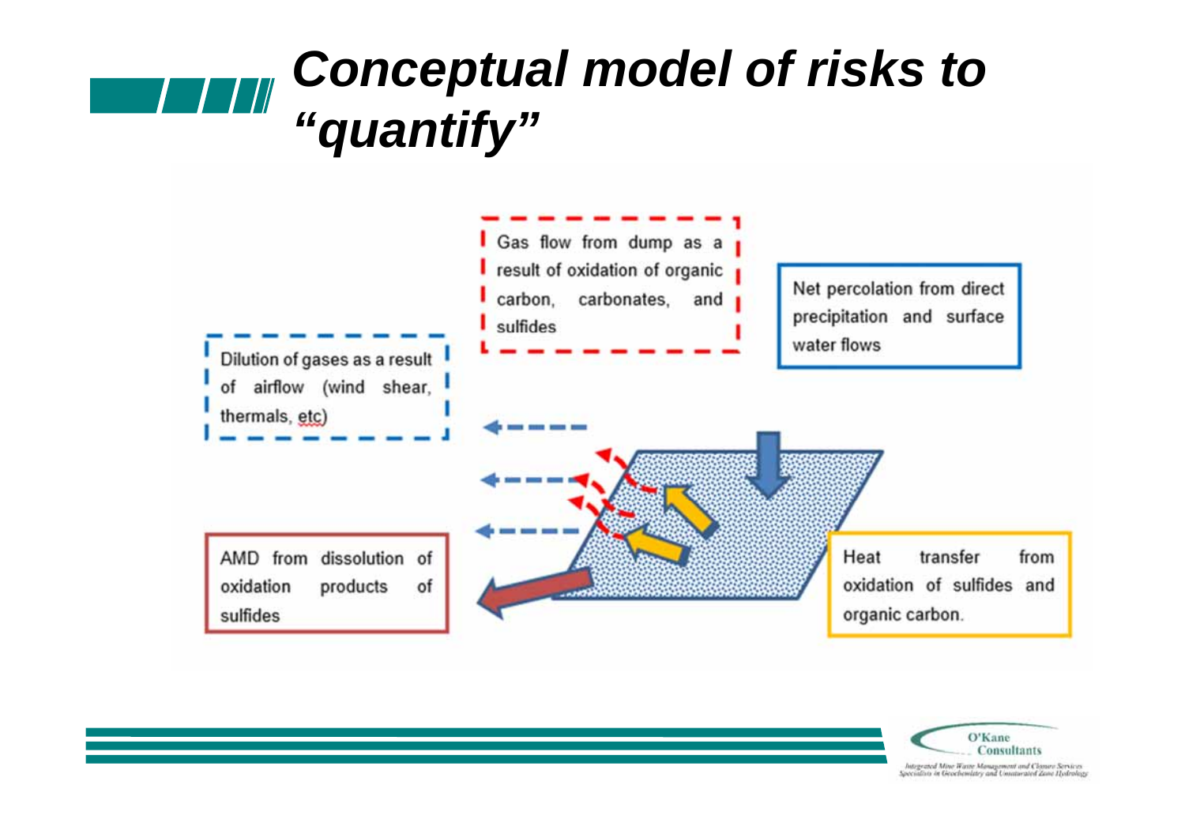# Conceptual model of risks to "quantify"

Gas flow from dump as a result of oxidation of organic carbon, carbonates, and sulfides

Net percolation from direct precipitation and surface water flows

Dilution of gases as a result of airflow (wind shear, thermals, etc)

AMD from dissolution of oxidation products of sulfides

Heat transfer from oxidation of sulfides and organic carbon.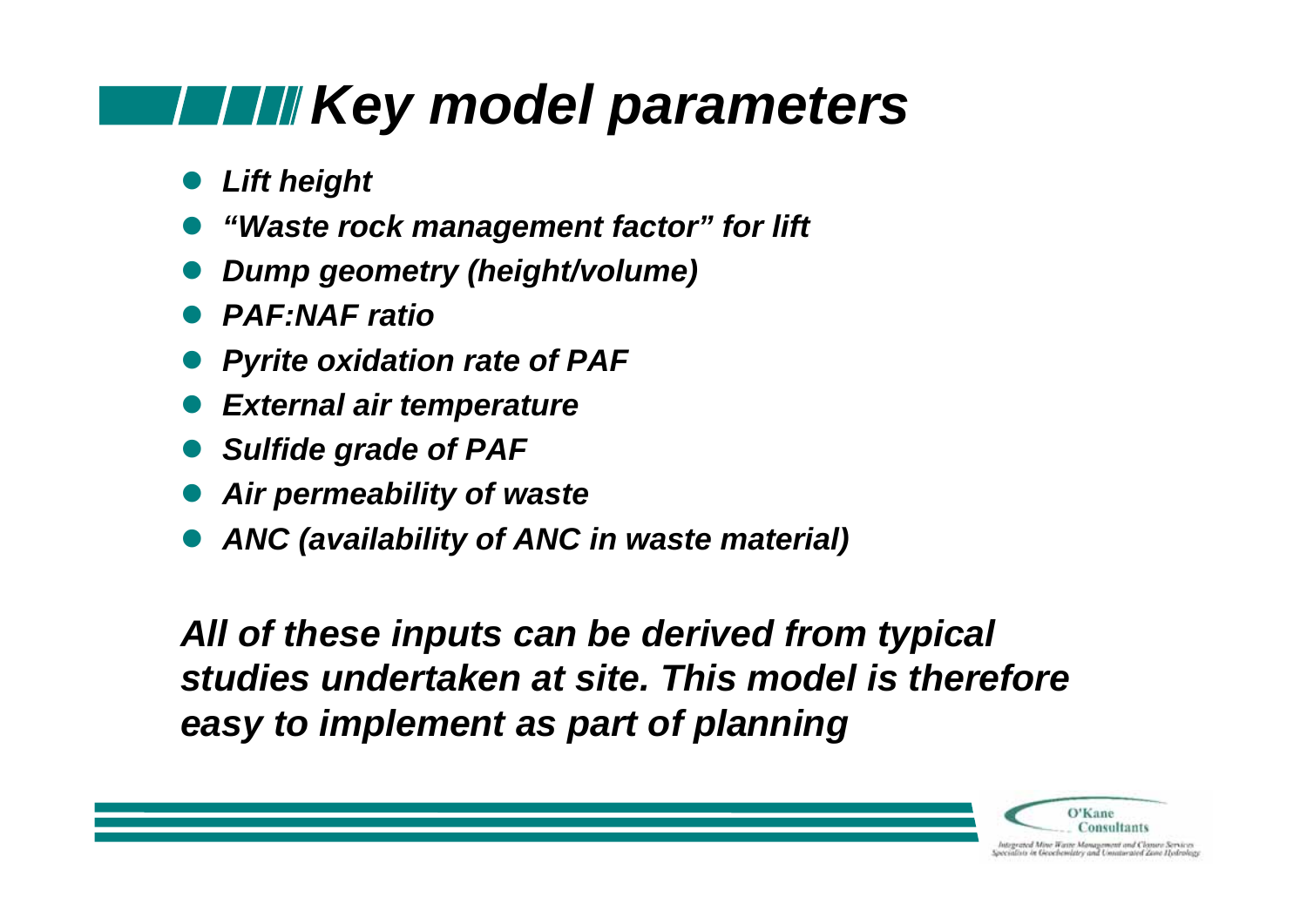# *Key model parameters*

- ***Lift height***
- ***"Waste rock management factor" for lift***
- ***Dump geometry (height/volume)***
- ***PAF:NAF ratio***
- ***Pyrite oxidation rate of PAF***
- ***External air temperature***
- ***Sulfide grade of PAF***
- ***Air permeability of waste***
- ***ANC (availability of ANC in waste material)***

***All of these inputs can be derived from typical studies undertaken at site. This model is therefore easy to implement as part of planning***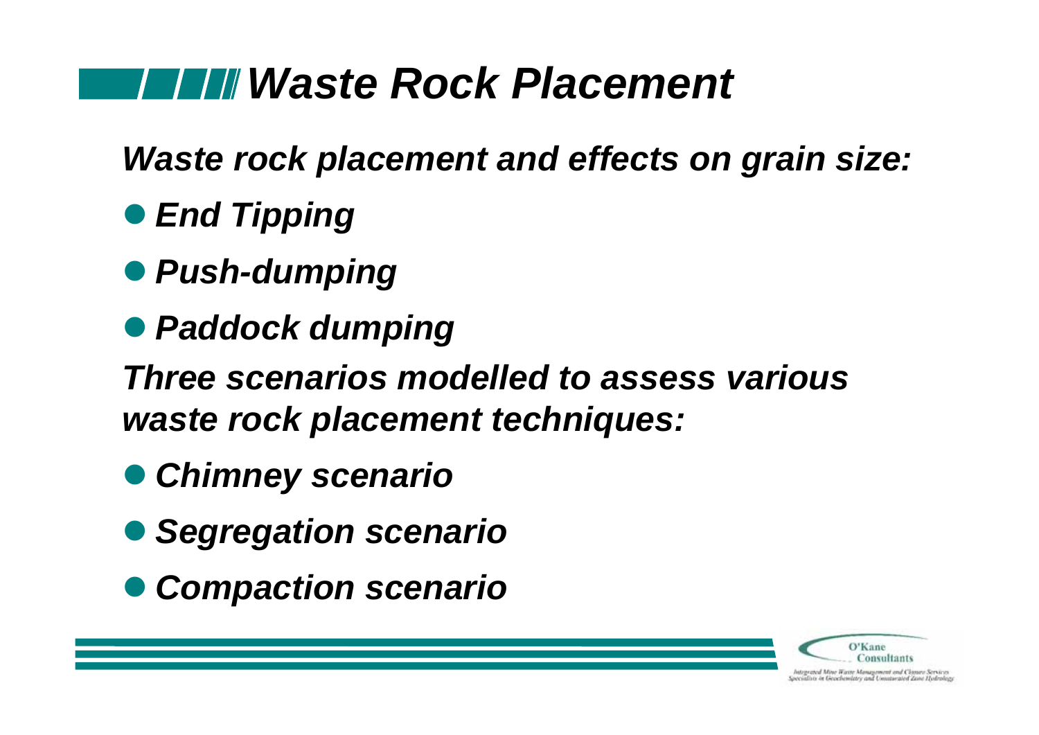# *Waste Rock Placement*

***Waste rock placement and effects on grain size:***

- ***End Tipping***
- ***Push-dumping***
- ***Paddock dumping***

***Three scenarios modelled to assess various waste rock placement techniques:***

- ***Chimney scenario***
- ***Segregation scenario***
- ***Compaction scenario***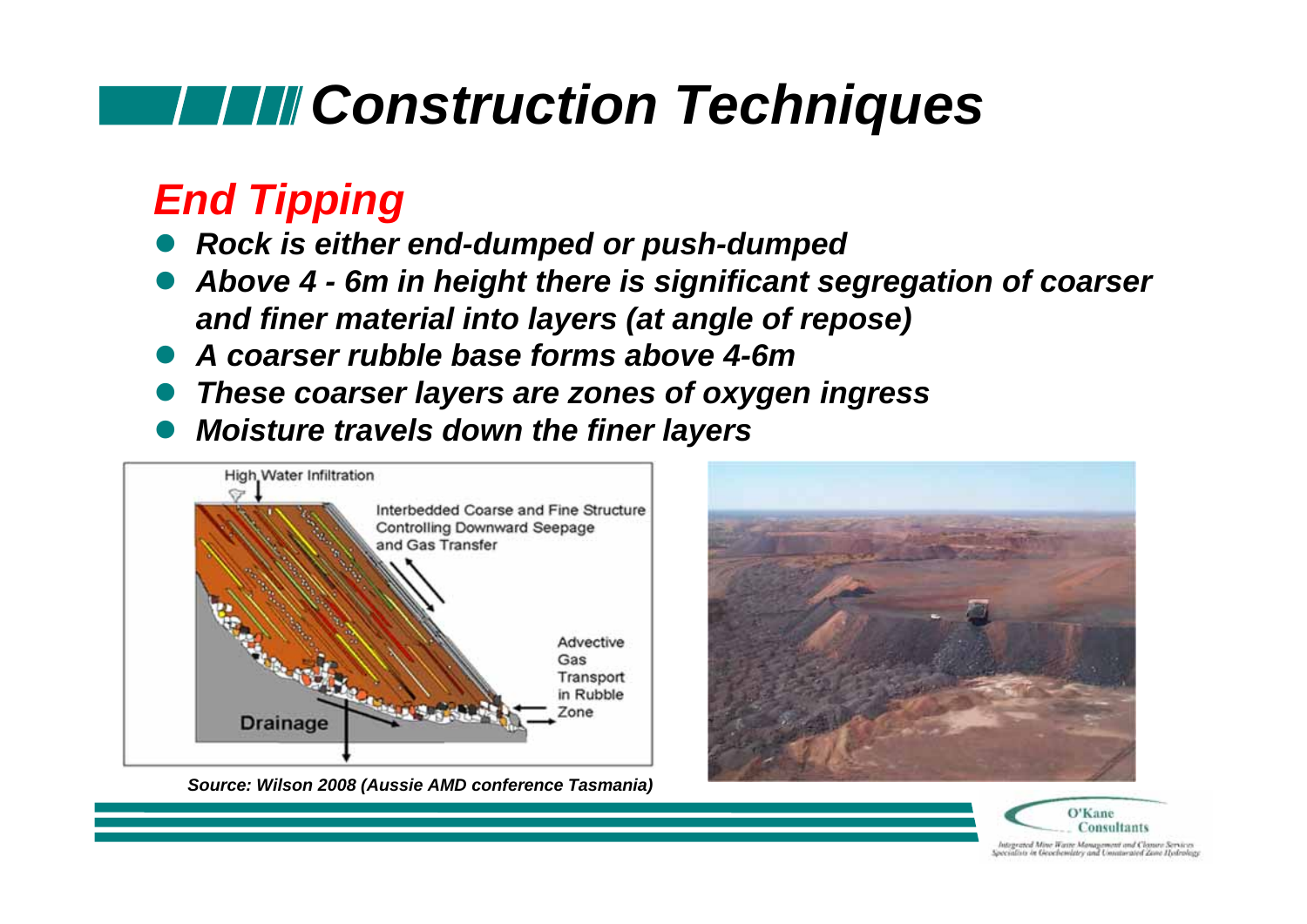# Construction Techniques

## End Tipping

- ***Rock is either end-dumped or push-dumped***
- ***Above 4 - 6m in height there is significant segregation of coarser and finer material into layers (at angle of repose)***
- ***A coarser rubble base forms above 4-6m***
- ***These coarser layers are zones of oxygen ingress***
- ***Moisture travels down the finer layers***

High Water Infiltration

Interbedded Coarse and Fine Structure Controlling Downward Seepage and Gas Transfer

Advective Gas Transport in Rubble Zone

Drainage

***Source: Wilson 2008 (Aussie AMD conference Tasmania)***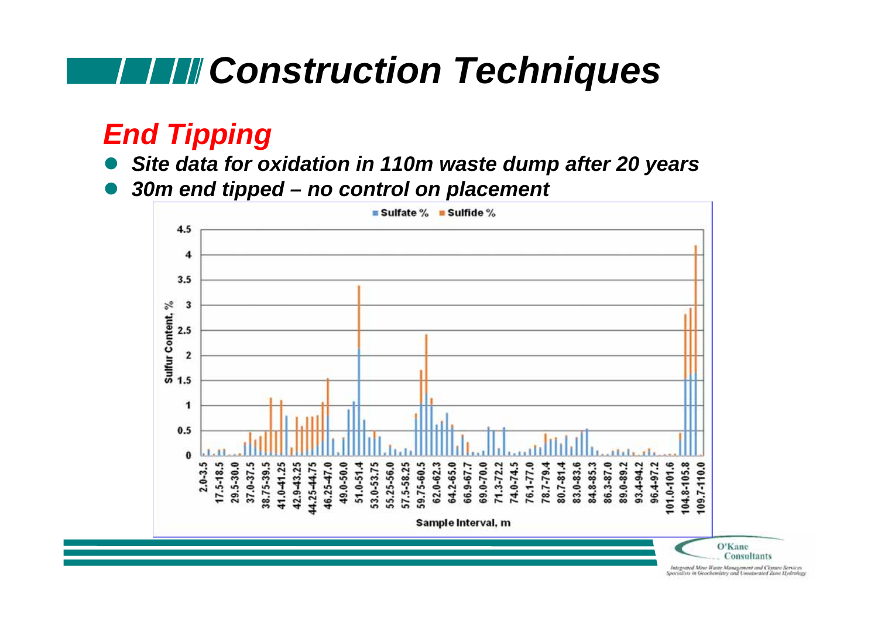# Construction Techniques

## *End Tipping*

- ***Site data for oxidation in 110m waste dump after 20 years***
- ***30m end tipped – no control on placement***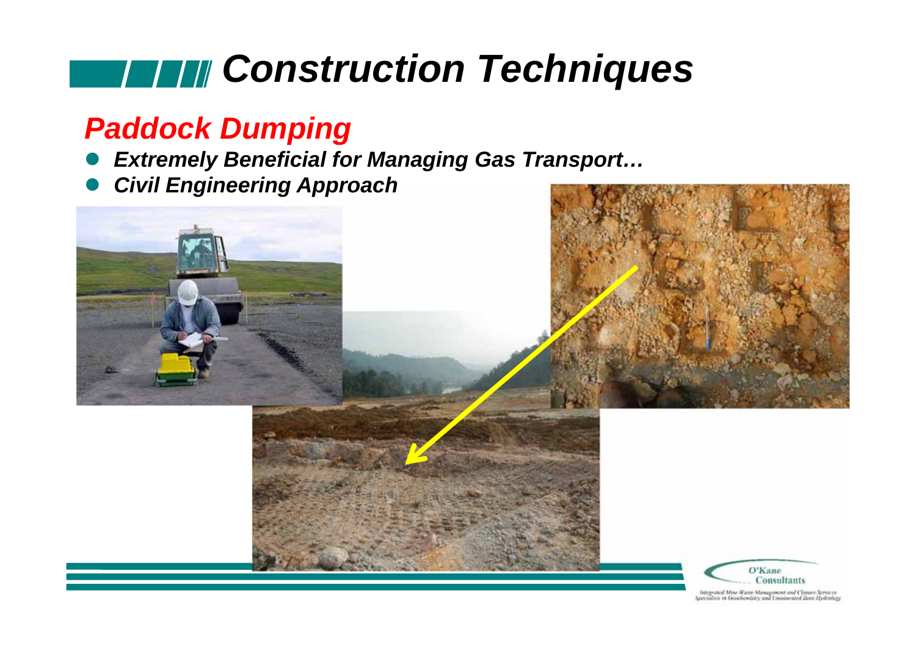# Construction Techniques

## Paddock Dumping

- ***Extremely Beneficial for Managing Gas Transport…***
- ***Civil Engineering Approach***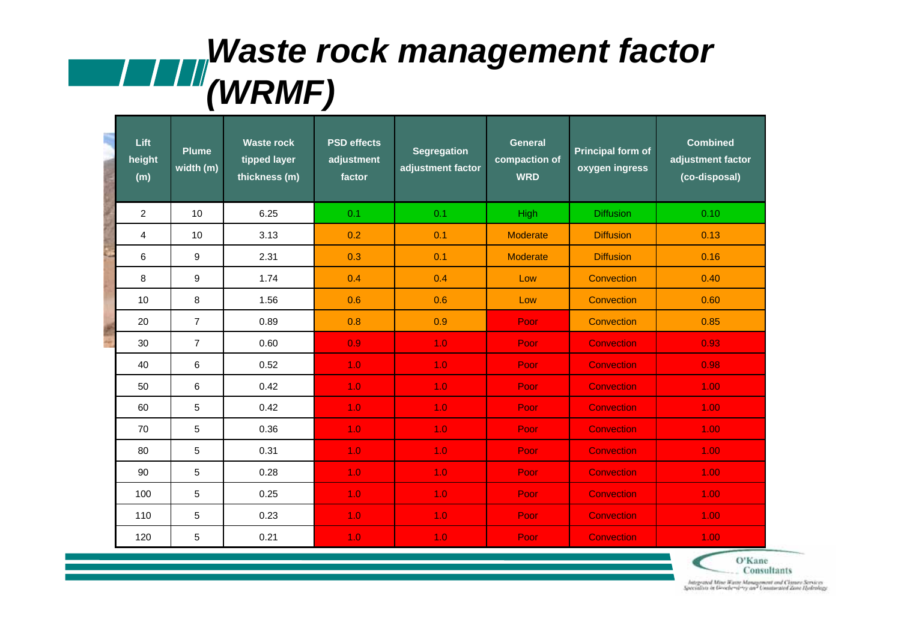# Waste rock management factor (WRMF)

| Lift height (m) | Plume width (m) | Waste rock tipped layer thickness (m) | PSD effects adjustment factor | Segregation adjustment factor | General compaction of WRD | Principal form of oxygen ingress | Combined adjustment factor (co-disposal) |
|---|---|---|---|---|---|---|---|
| 2 | 10 | 6.25 | 0.1 | 0.1 | High | Diffusion | 0.10 |
| 4 | 10 | 3.13 | 0.2 | 0.1 | Moderate | Diffusion | 0.13 |
| 6 | 9 | 2.31 | 0.3 | 0.1 | Moderate | Diffusion | 0.16 |
| 8 | 9 | 1.74 | 0.4 | 0.4 | Low | Convection | 0.40 |
| 10 | 8 | 1.56 | 0.6 | 0.6 | Low | Convection | 0.60 |
| 20 | 7 | 0.89 | 0.8 | 0.9 | Poor | Convection | 0.85 |
| 30 | 7 | 0.60 | 0.9 | 1.0 | Poor | Convection | 0.93 |
| 40 | 6 | 0.52 | 1.0 | 1.0 | Poor | Convection | 0.98 |
| 50 | 6 | 0.42 | 1.0 | 1.0 | Poor | Convection | 1.00 |
| 60 | 5 | 0.42 | 1.0 | 1.0 | Poor | Convection | 1.00 |
| 70 | 5 | 0.36 | 1.0 | 1.0 | Poor | Convection | 1.00 |
| 80 | 5 | 0.31 | 1.0 | 1.0 | Poor | Convection | 1.00 |
| 90 | 5 | 0.28 | 1.0 | 1.0 | Poor | Convection | 1.00 |
| 100 | 5 | 0.25 | 1.0 | 1.0 | Poor | Convection | 1.00 |
| 110 | 5 | 0.23 | 1.0 | 1.0 | Poor | Convection | 1.00 |
| 120 | 5 | 0.21 | 1.0 | 1.0 | Poor | Convection | 1.00 |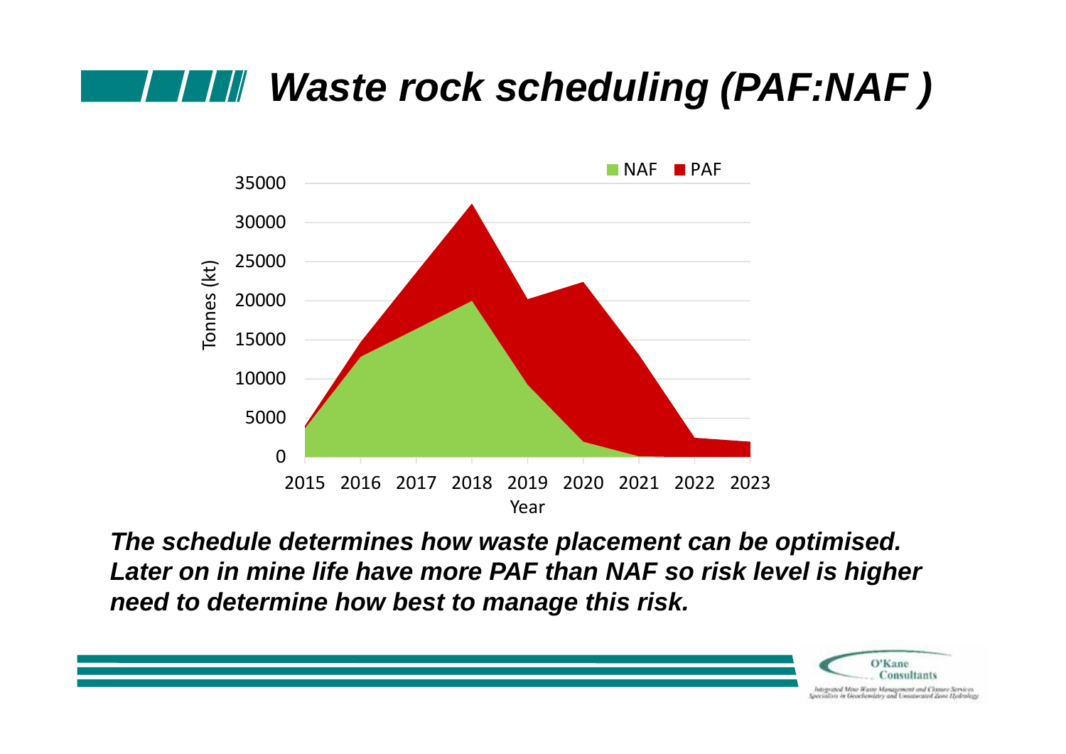# Waste rock scheduling (PAF:NAF )

***The schedule determines how waste placement can be optimised. Later on in mine life have more PAF than NAF so risk level is higher need to determine how best to manage this risk.***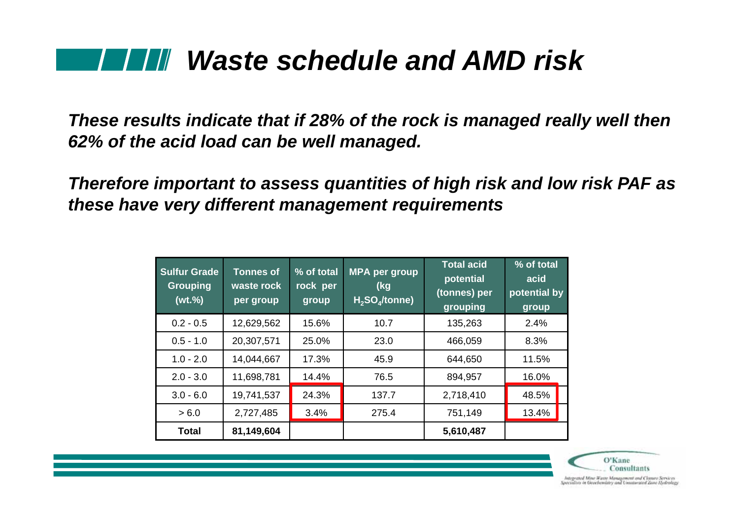# *Waste schedule and AMD risk*

***These results indicate that if 28% of the rock is managed really well then 62% of the acid load can be well managed.***

***Therefore important to assess quantities of high risk and low risk PAF as these have very different management requirements***

| Sulfur Grade Grouping (wt.%) | Tonnes of waste rock per group | % of total rock per group | MPA per group (kg $H_2SO_4$/tonne) | Total acid potential (tonnes) per grouping | % of total acid potential by group |
|---|---|---|---|---|---|
| 0.2 - 0.5 | 12,629,562 | 15.6% | 10.7 | 135,263 | 2.4% |
| 0.5 - 1.0 | 20,307,571 | 25.0% | 23.0 | 466,059 | 8.3% |
| 1.0 - 2.0 | 14,044,667 | 17.3% | 45.9 | 644,650 | 11.5% |
| 2.0 - 3.0 | 11,698,781 | 14.4% | 76.5 | 894,957 | 16.0% |
| 3.0 - 6.0 | 19,741,537 | 24.3% | 137.7 | 2,718,410 | 48.5% |
| > 6.0 | 2,727,485 | 3.4% | 275.4 | 751,149 | 13.4% |
| **Total** | **81,149,604** | | | **5,610,487** | |

O'Kane Consultants

Integrated Mine Waste Management and Closure Services
Specialists in Geochemistry and Unsaturated Zone Hydrology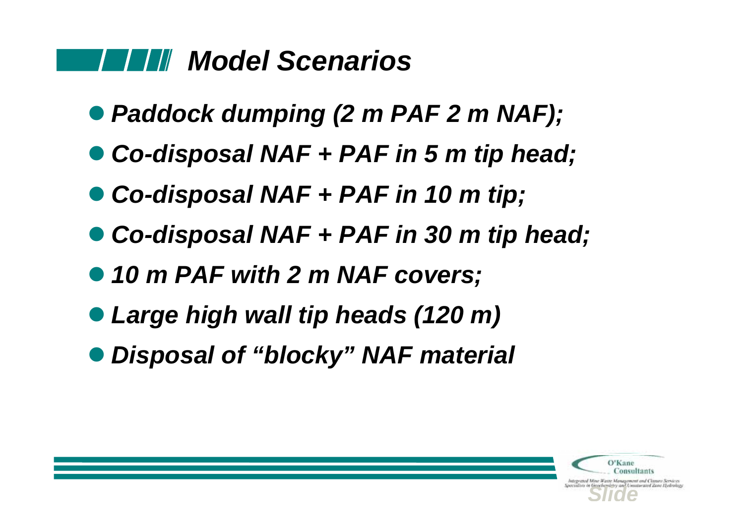# *Model Scenarios*

- ***Paddock dumping (2 m PAF 2 m NAF);***
- ***Co-disposal NAF + PAF in 5 m tip head;***
- ***Co-disposal NAF + PAF in 10 m tip;***
- ***Co-disposal NAF + PAF in 30 m tip head;***
- ***10 m PAF with 2 m NAF covers;***
- ***Large high wall tip heads (120 m)***
- ***Disposal of "blocky" NAF material***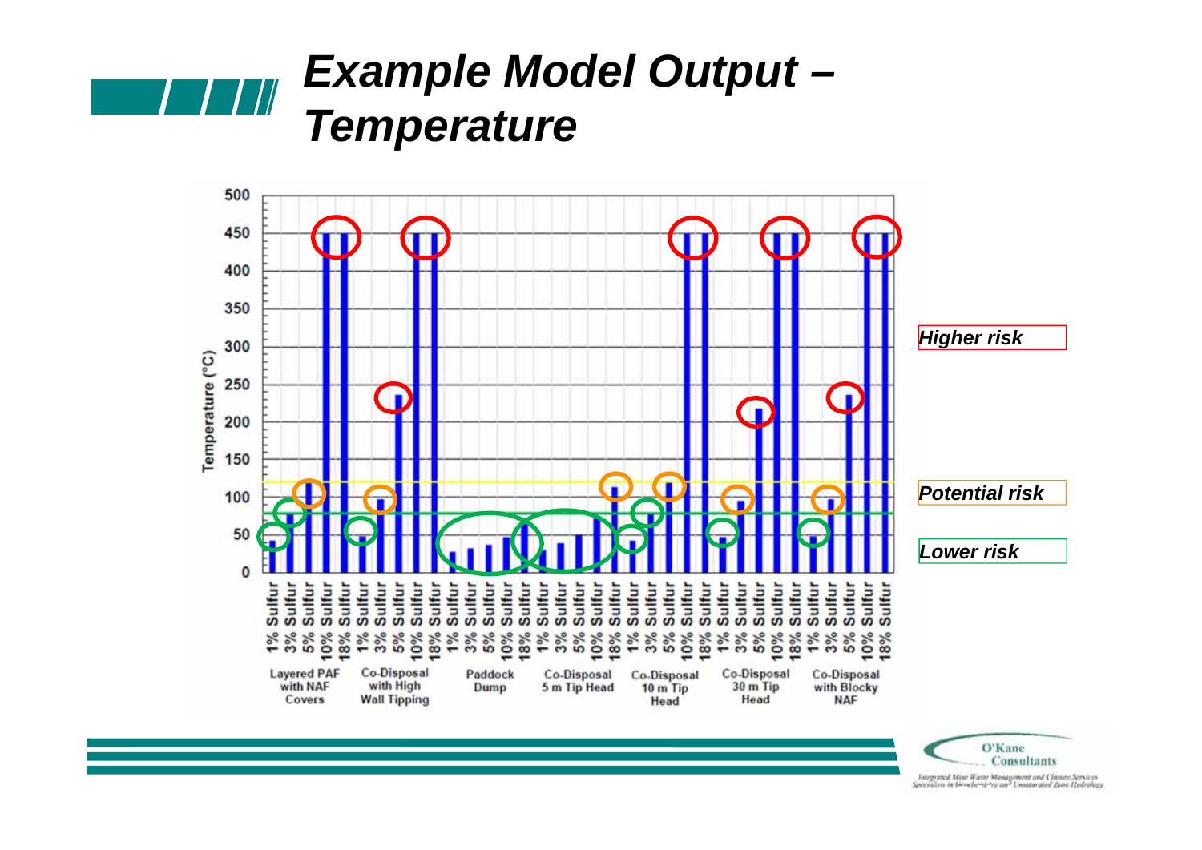# Example Model Output – Temperature

| Scenario | 1% Sulfur | 3% Sulfur | 5% Sulfur | 10% Sulfur | 18% Sulfur |
|---|---|---|---|---|---|
| Layered PAF with NAF Covers | ~43 | ~78 | ~118 | 450 | 450 |
| Co-Disposal with High Wall Tipping | ~48 | ~97 | ~237 | 450 | 450 |
| Paddock Dump | ~27 | ~32 | ~37 | ~47 | ~63 |
| Co-Disposal 5 m Tip Head | ~30 | ~39 | ~50 | ~72 | ~113 |
| Co-Disposal 10 m Tip Head | ~43 | ~78 | ~120 | 450 | 450 |
| Co-Disposal 30 m Tip Head | ~48 | ~95 | ~218 | 450 | 450 |
| Co-Disposal with Blocky NAF | ~48 | ~97 | ~237 | 450 | 450 |

Temperature (°C)

*Higher risk*

*Potential risk*

*Lower risk*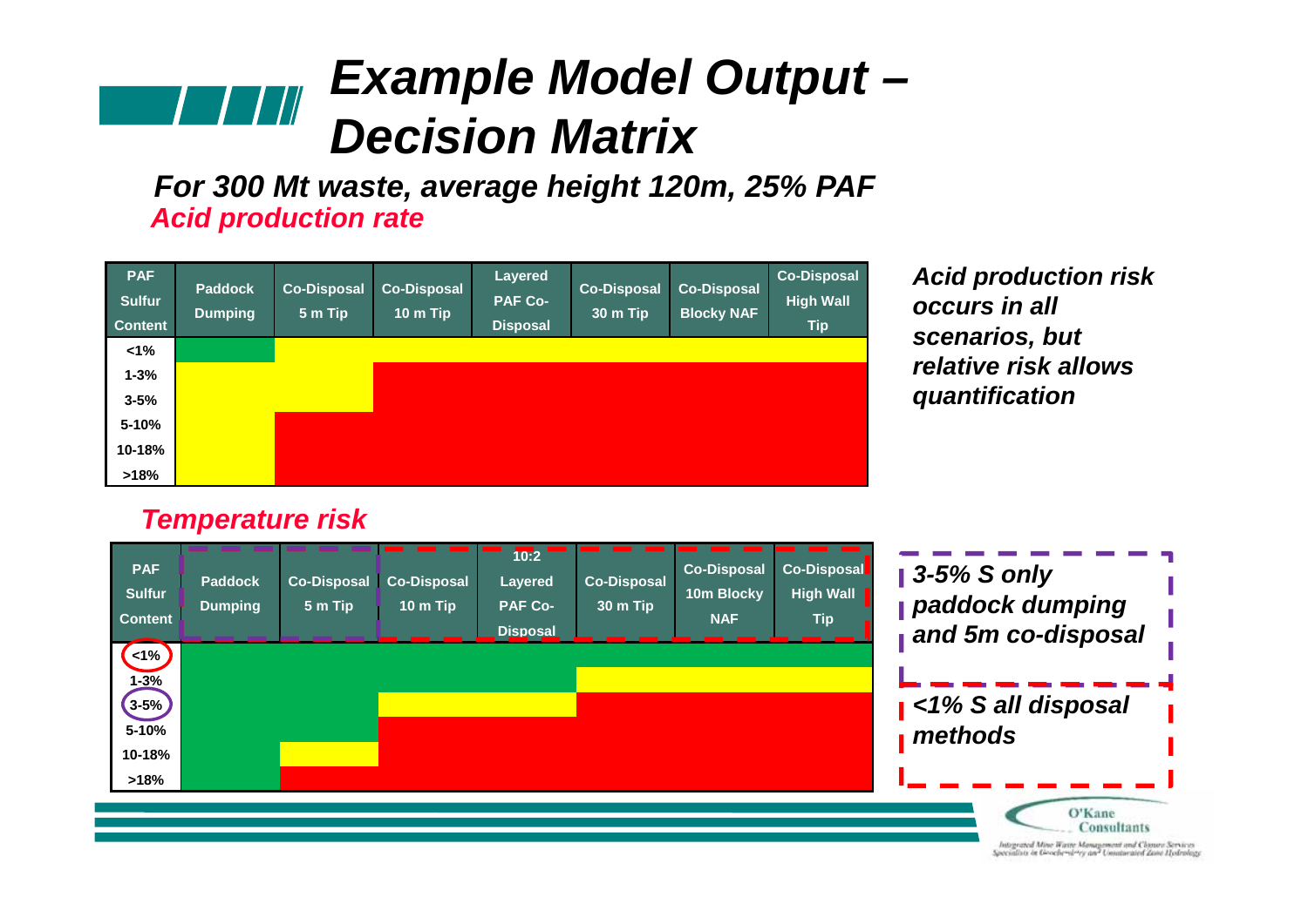# Example Model Output – Decision Matrix

***For 300 Mt waste, average height 120m, 25% PAF***

***Acid production rate***

| PAF Sulfur Content | Paddock Dumping | Co-Disposal 5 m Tip | Co-Disposal 10 m Tip | Layered PAF Co-Disposal | Co-Disposal 30 m Tip | Co-Disposal Blocky NAF | Co-Disposal High Wall Tip |
|---|---|---|---|---|---|---|---|
| <1% | Green | Yellow | Yellow | Yellow | Yellow | Yellow | Yellow |
| 1-3% | Yellow | Yellow | Red | Red | Red | Red | Red |
| 3-5% | Yellow | Yellow | Red | Red | Red | Red | Red |
| 5-10% | Yellow | Red | Red | Red | Red | Red | Red |
| 10-18% | Yellow | Red | Red | Red | Red | Red | Red |
| >18% | Yellow | Red | Red | Red | Red | Red | Red |

***Acid production risk occurs in all scenarios, but relative risk allows quantification***

***Temperature risk***

| PAF Sulfur Content | Paddock Dumping | Co-Disposal 5 m Tip | Co-Disposal 10 m Tip | 10:2 Layered PAF Co-Disposal | Co-Disposal 30 m Tip | Co-Disposal 10m Blocky NAF | Co-Disposal High Wall Tip |
|---|---|---|---|---|---|---|---|
| <1% | Green | Green | Green | Green | Green | Green | Green |
| 1-3% | Green | Green | Green | Green | Yellow | Yellow | Yellow |
| 3-5% | Green | Green | Yellow | Yellow | Red | Red | Red |
| 5-10% | Green | Green | Red | Red | Red | Red | Red |
| 10-18% | Green | Yellow | Red | Red | Red | Red | Red |
| >18% | Green | Red | Red | Red | Red | Red | Red |

***3-5% S only paddock dumping and 5m co-disposal***

***<1% S all disposal methods***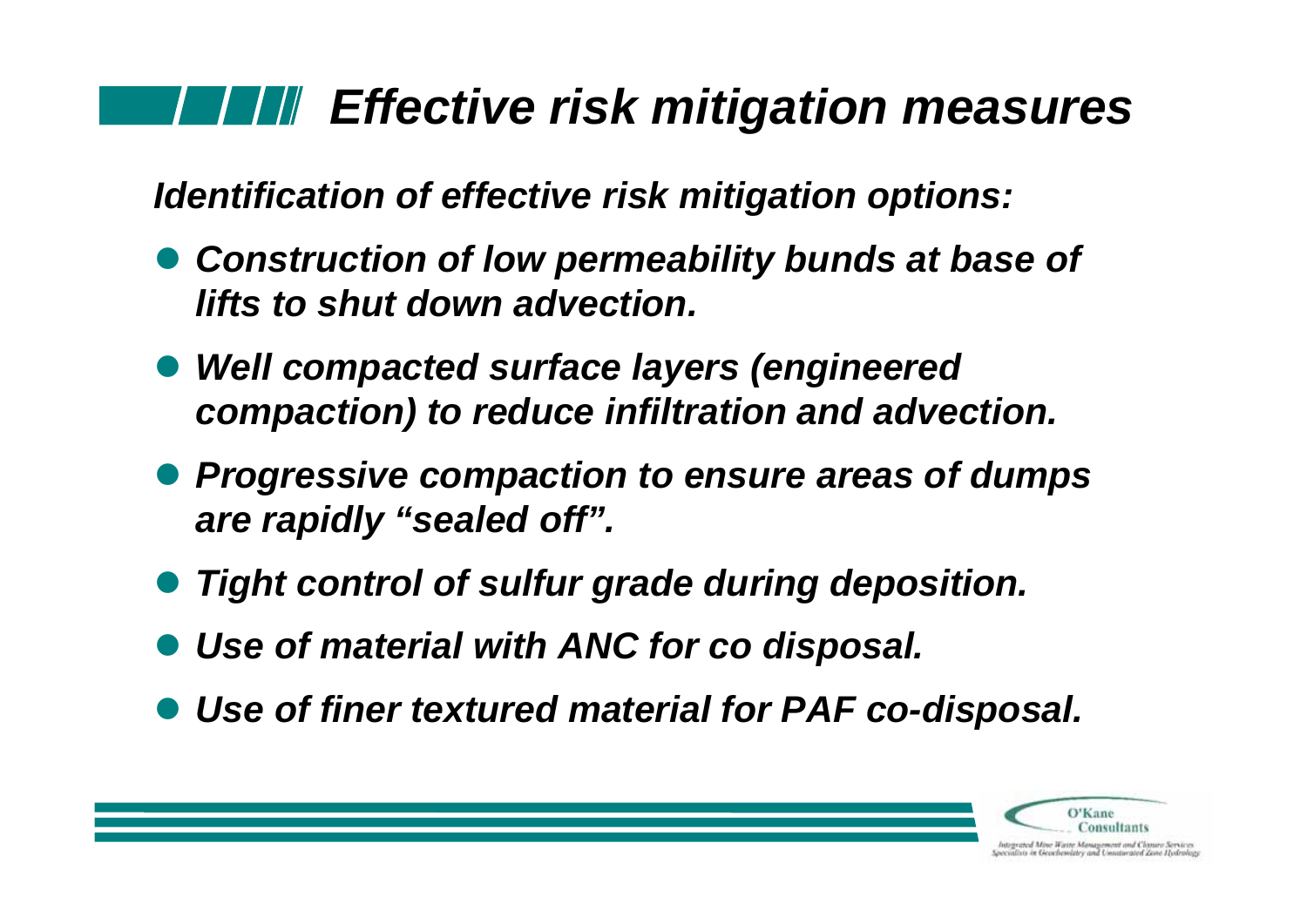# *Effective risk mitigation measures*

***Identification of effective risk mitigation options:***

- ***Construction of low permeability bunds at base of lifts to shut down advection.***
- ***Well compacted surface layers (engineered compaction) to reduce infiltration and advection.***
- ***Progressive compaction to ensure areas of dumps are rapidly "sealed off".***
- ***Tight control of sulfur grade during deposition.***
- ***Use of material with ANC for co disposal.***
- ***Use of finer textured material for PAF co-disposal.***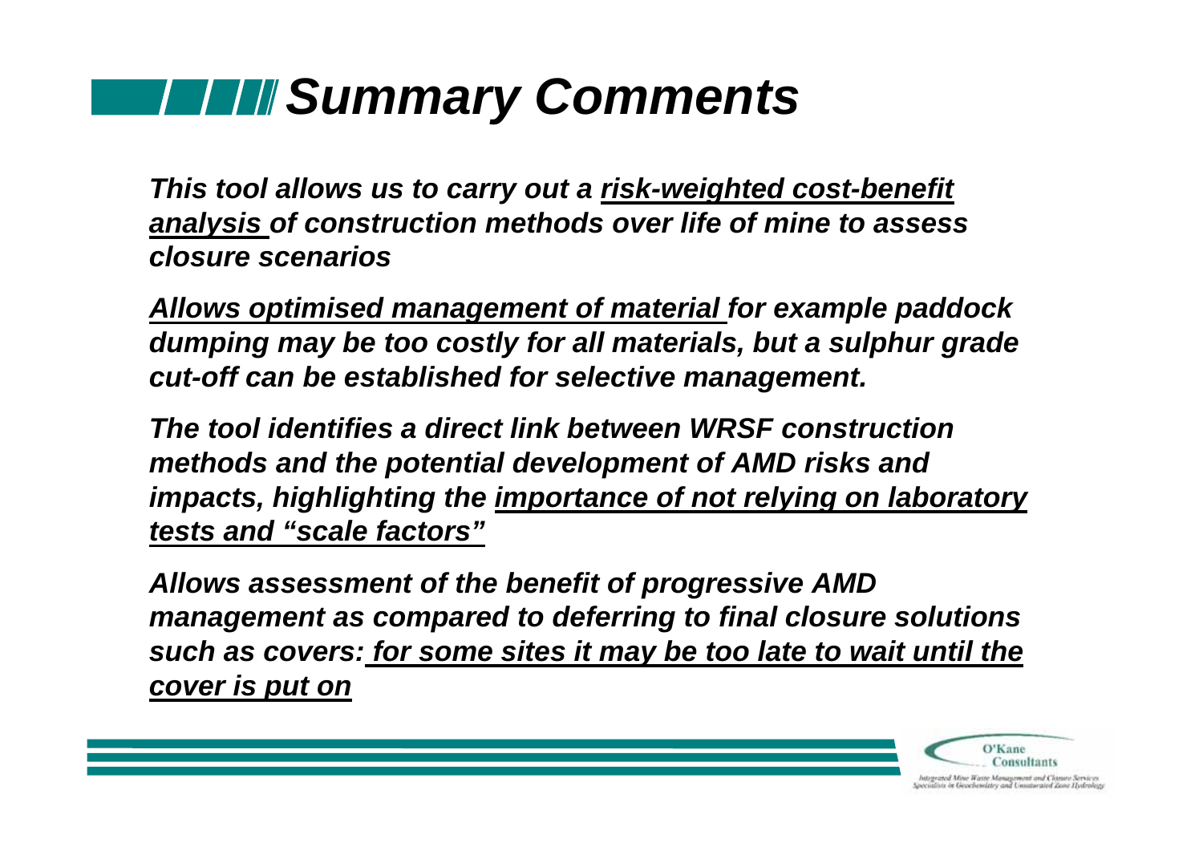# *Summary Comments*

***This tool allows us to carry out a <u>risk-weighted cost-benefit analysis</u> of construction methods over life of mine to assess closure scenarios***

***<u>Allows optimised management of material</u> for example paddock dumping may be too costly for all materials, but a sulphur grade cut-off can be established for selective management.***

***The tool identifies a direct link between WRSF construction methods and the potential development of AMD risks and impacts, highlighting the <u>importance of not relying on laboratory tests and "scale factors"</u>***

***Allows assessment of the benefit of progressive AMD management as compared to deferring to final closure solutions such as covers: <u>for some sites it may be too late to wait until the cover is put on</u>***

O'Kane Consultants

Integrated Mine Waste Management and Closure Services
Specialists in Geochemistry and Unsaturated Zone Hydrology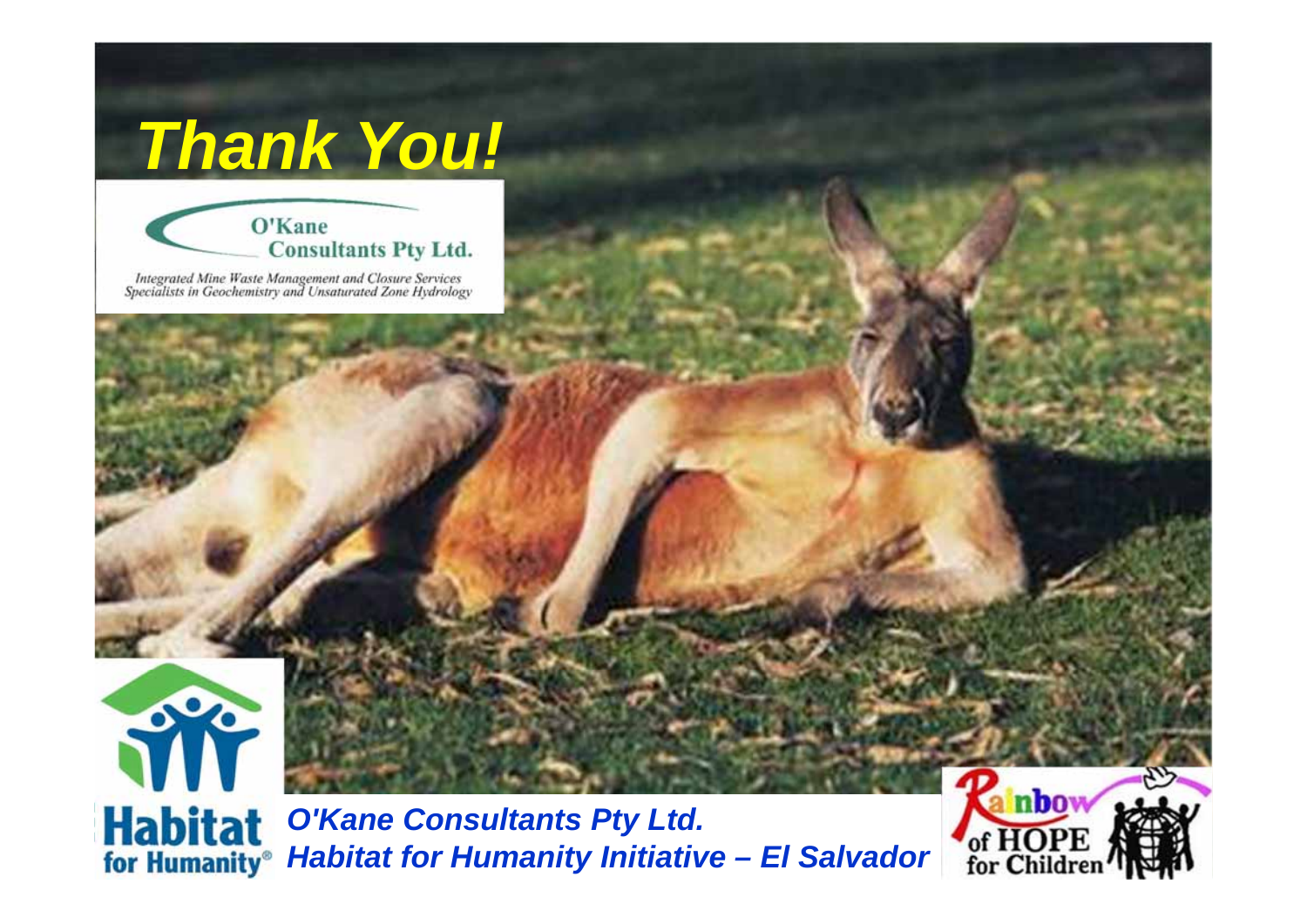# *Thank You!*

O'Kane Consultants Pty Ltd.

*Integrated Mine Waste Management and Closure Services*
*Specialists in Geochemistry and Unsaturated Zone Hydrology*

Habitat for Humanity®

***O'Kane Consultants Pty Ltd.***
***Habitat for Humanity Initiative – El Salvador***

Rainbow of HOPE for Children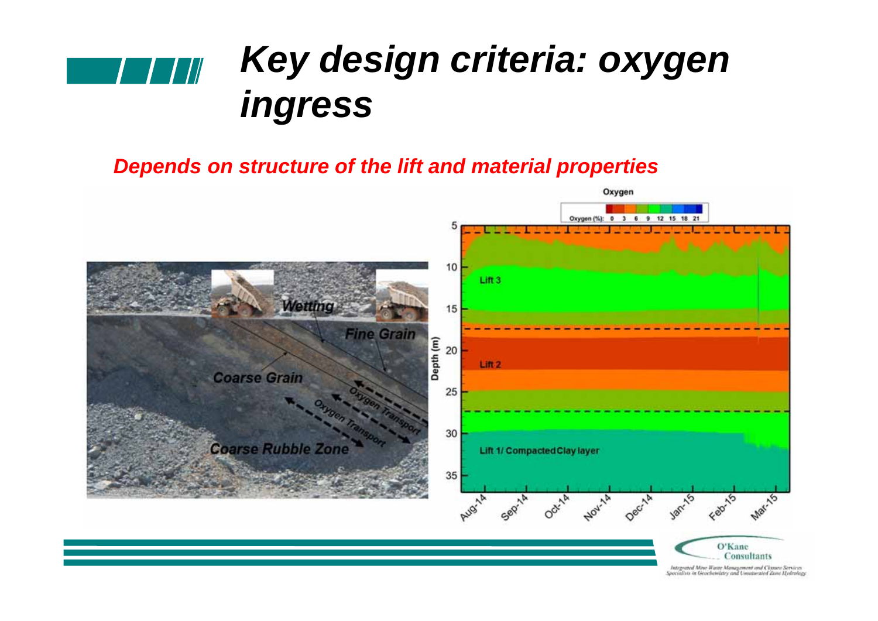# Key design criteria: oxygen ingress

***Depends on structure of the lift and material properties***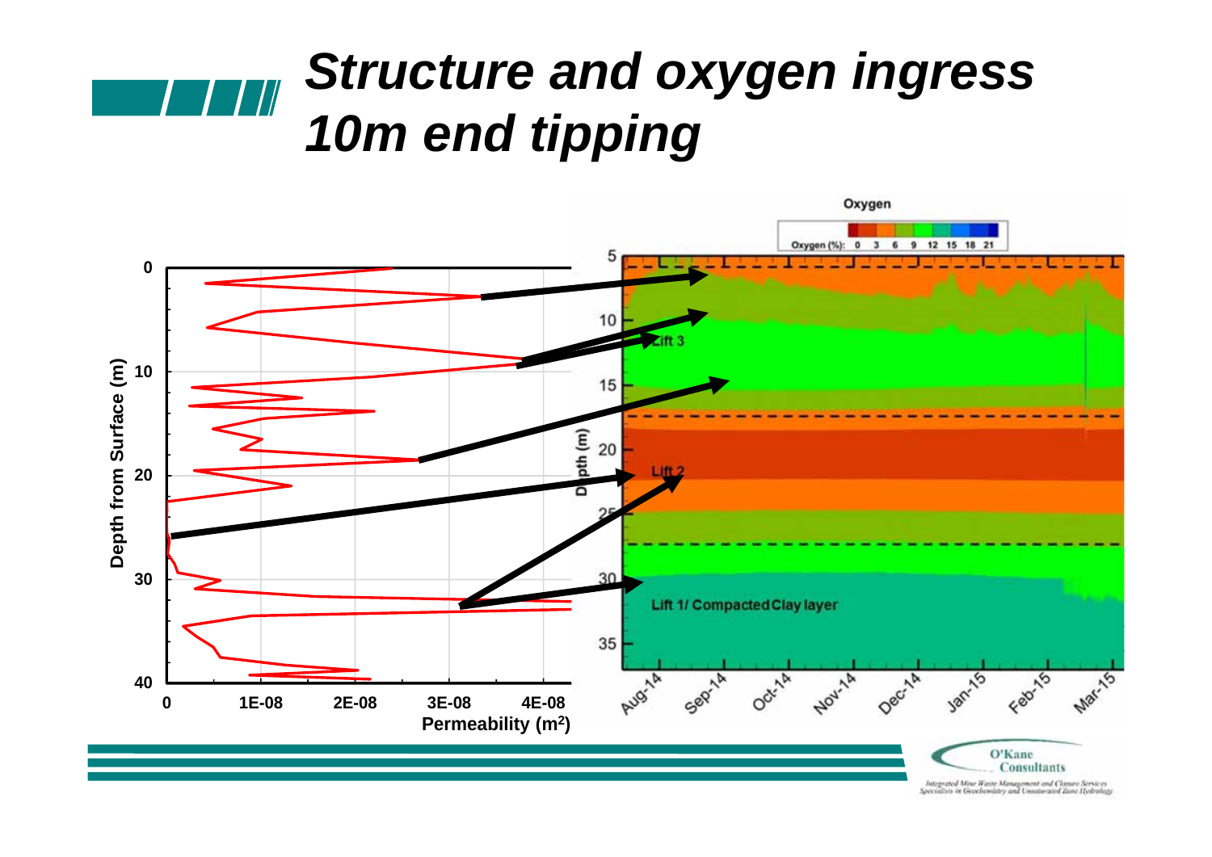# *Structure and oxygen ingress 10m end tipping*

Oxygen

Oxygen (%): 0 3 6 9 12 15 18 21

Lift 3

Lift 2

Lift 1/ Compacted Clay layer

Depth from Surface (m)

Permeability ($m^2$)

Depth (m)

Aug-14 Sep-14 Oct-14 Nov-14 Dec-14 Jan-15 Feb-15 Mar-15

O'Kane Consultants

Integrated Mine Waste Management and Closure Services
Specialists in Geochemistry and Unsaturated Zone Hydrology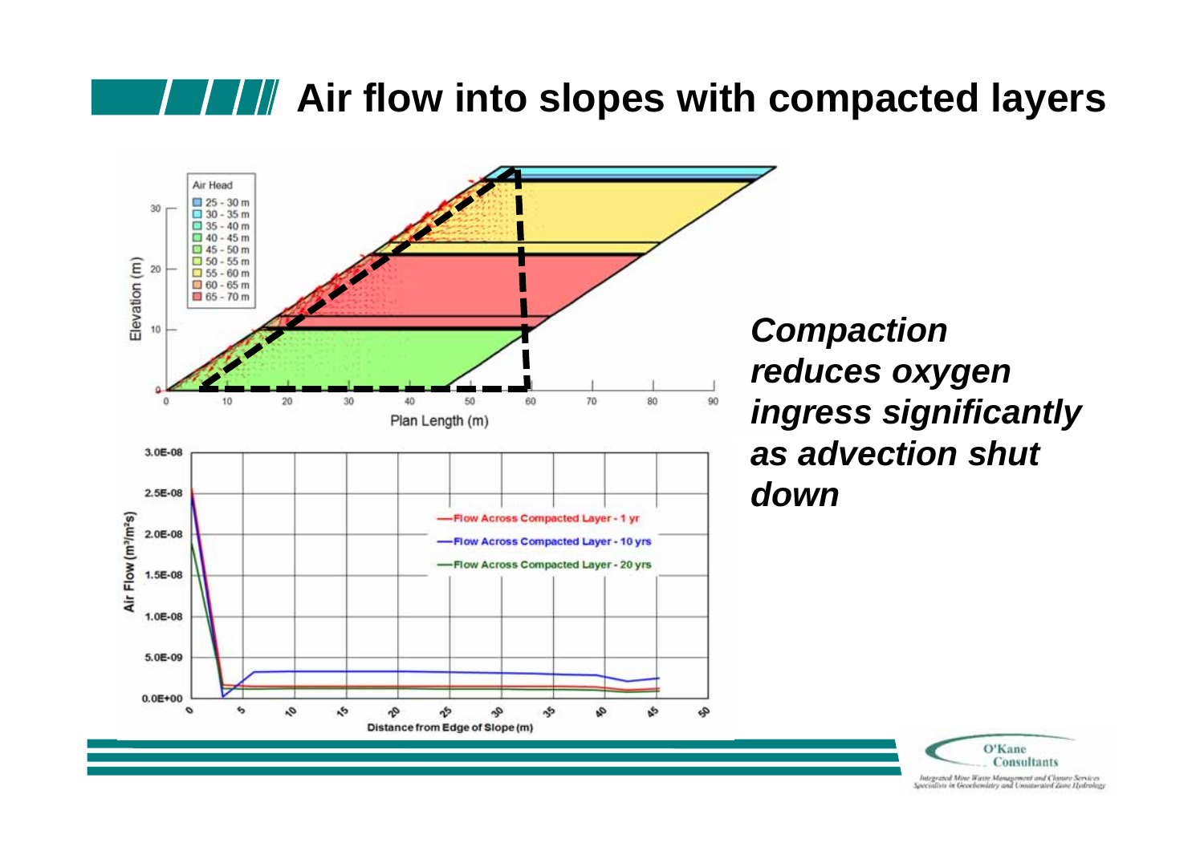# Air flow into slopes with compacted layers

Air Head

- 25 - 30 m
- 30 - 35 m
- 35 - 40 m
- 40 - 45 m
- 45 - 50 m
- 50 - 55 m
- 55 - 60 m
- 60 - 65 m
- 65 - 70 m

Elevation (m)

Plan Length (m)

Air Flow ($m^3/m^2s$)

- Flow Across Compacted Layer - 1 yr
- Flow Across Compacted Layer - 10 yrs
- Flow Across Compacted Layer - 20 yrs

Distance from Edge of Slope (m)

***Compaction reduces oxygen ingress significantly as advection shut down***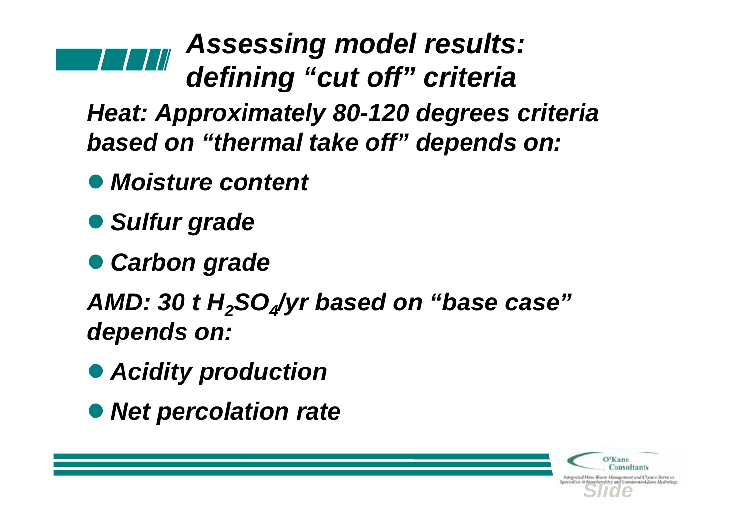# *Assessing model results: defining "cut off" criteria*

***Heat: Approximately 80-120 degrees criteria based on "thermal take off" depends on:***

- ***Moisture content***
- ***Sulfur grade***
- ***Carbon grade***

***AMD: 30 t $H_2SO_4$/yr based on "base case" depends on:***

- ***Acidity production***
- ***Net percolation rate***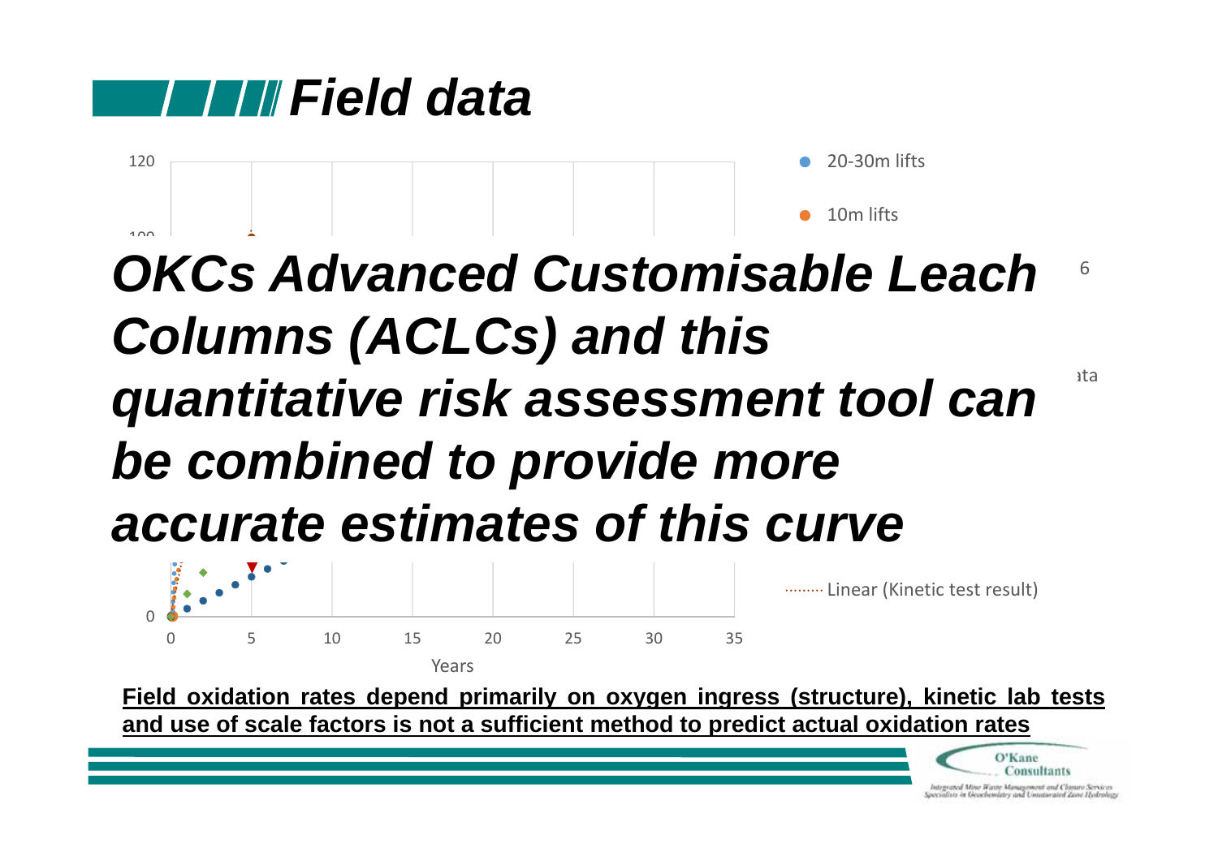# Field data

120

● 20-30m lifts

● 10m lifts

## *OKCs Advanced Customisable Leach Columns (ACLCs) and this quantitative risk assessment tool can be combined to provide more accurate estimates of this curve*

0

0 5 10 15 20 25 30 35

Years

········ Linear (Kinetic test result)

**Field oxidation rates depend primarily on oxygen ingress (structure), kinetic lab tests and use of scale factors is not a sufficient method to predict actual oxidation rates**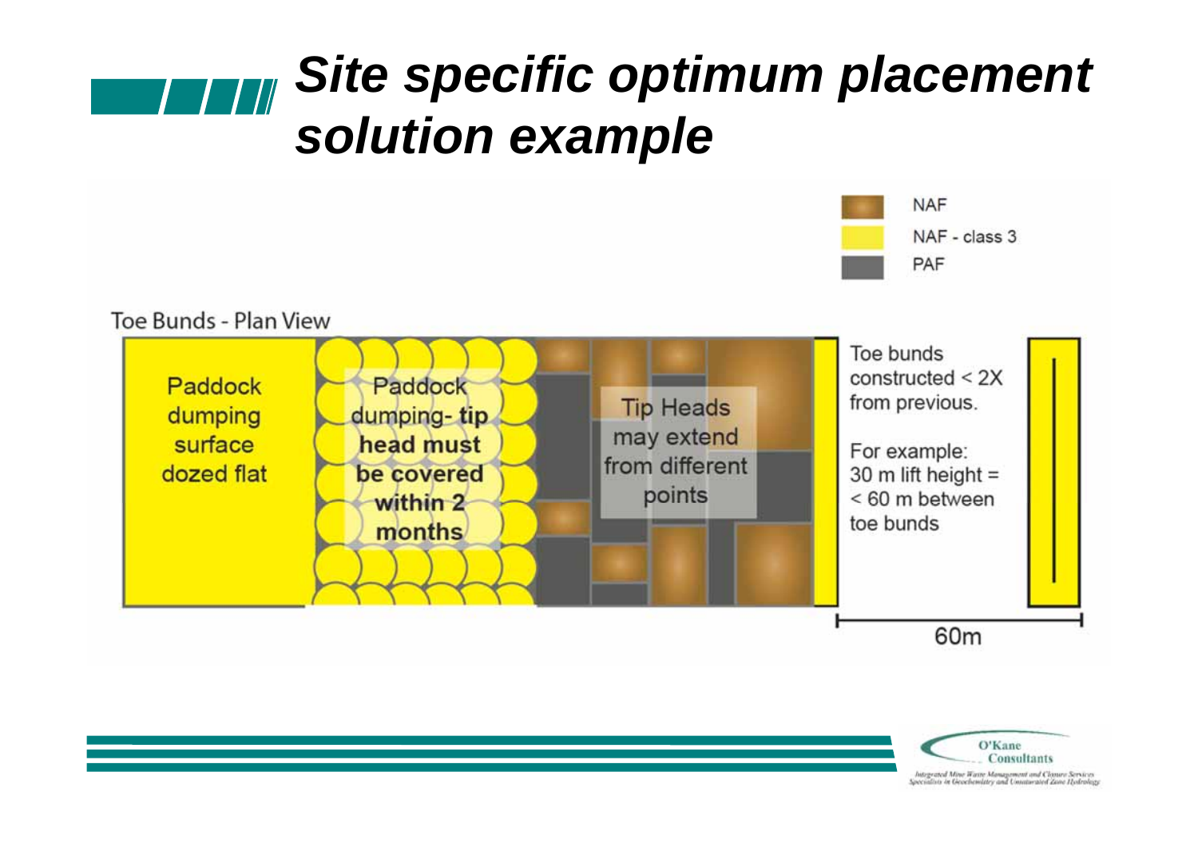# Site specific optimum placement solution example

NAF

NAF - class 3

PAF

Toe Bunds - Plan View

Paddock dumping surface dozed flat

Paddock dumping- **tip head must be covered within 2 months**

Tip Heads may extend from different points

Toe bunds constructed < 2X from previous.

For example:
30 m lift height = < 60 m between toe bunds

60m